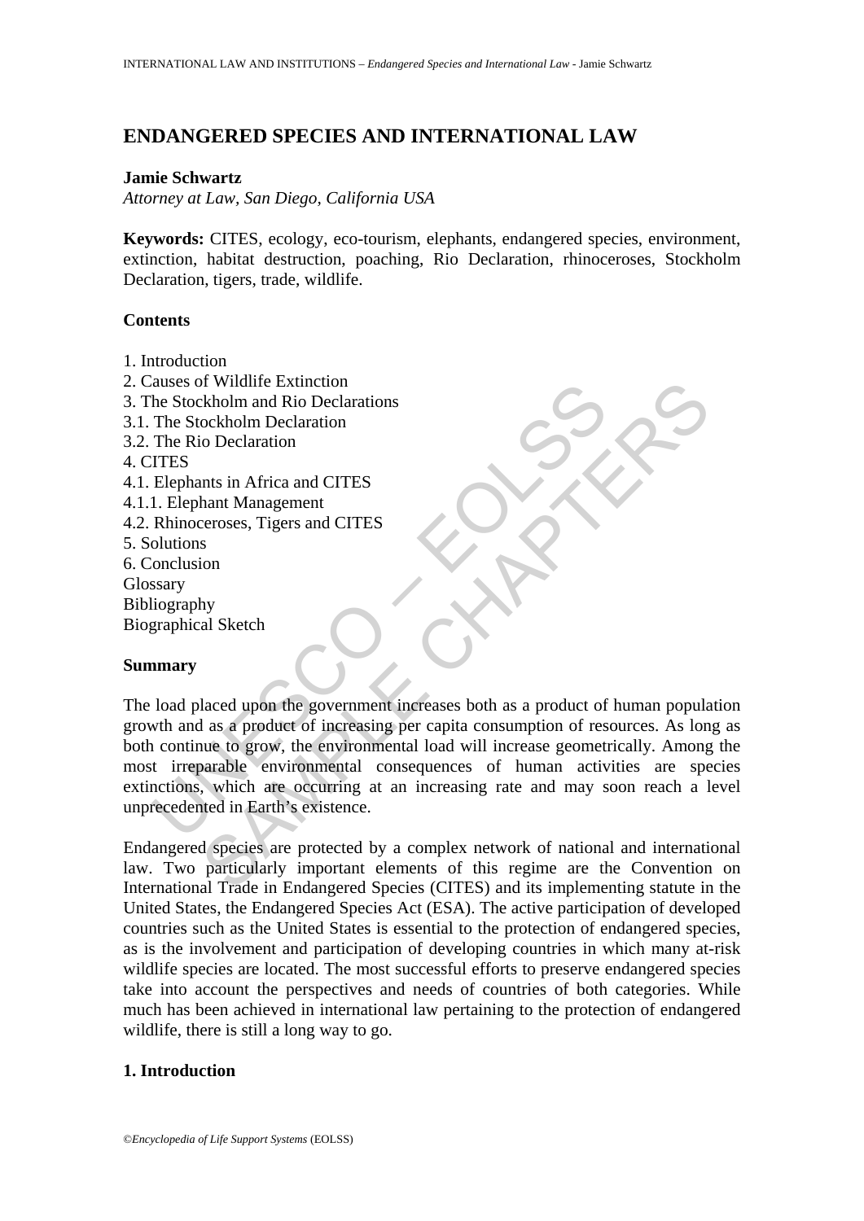# ENDANGERED SPECIES AND INTERNATIONAL LAW

**Jamie Schwartz**
*Attorney at Law, San Diego, California USA*

**Keywords:** CITES, ecology, eco-tourism, elephants, endangered species, environment, extinction, habitat destruction, poaching, Rio Declaration, rhinoceroses, Stockholm Declaration, tigers, trade, wildlife.

## Contents

1. Introduction
2. Causes of Wildlife Extinction
3. The Stockholm and Rio Declarations
3.1. The Stockholm Declaration
3.2. The Rio Declaration
4. CITES
4.1. Elephants in Africa and CITES
4.1.1. Elephant Management
4.2. Rhinoceroses, Tigers and CITES
5. Solutions
6. Conclusion
Glossary
Bibliography
Biographical Sketch

## Summary

The load placed upon the government increases both as a product of human population growth and as a product of increasing per capita consumption of resources. As long as both continue to grow, the environmental load will increase geometrically. Among the most irreparable environmental consequences of human activities are species extinctions, which are occurring at an increasing rate and may soon reach a level unprecedented in Earth's existence.

Endangered species are protected by a complex network of national and international law. Two particularly important elements of this regime are the Convention on International Trade in Endangered Species (CITES) and its implementing statute in the United States, the Endangered Species Act (ESA). The active participation of developed countries such as the United States is essential to the protection of endangered species, as is the involvement and participation of developing countries in which many at-risk wildlife species are located. The most successful efforts to preserve endangered species take into account the perspectives and needs of countries of both categories. While much has been achieved in international law pertaining to the protection of endangered wildlife, there is still a long way to go.

## 1. Introduction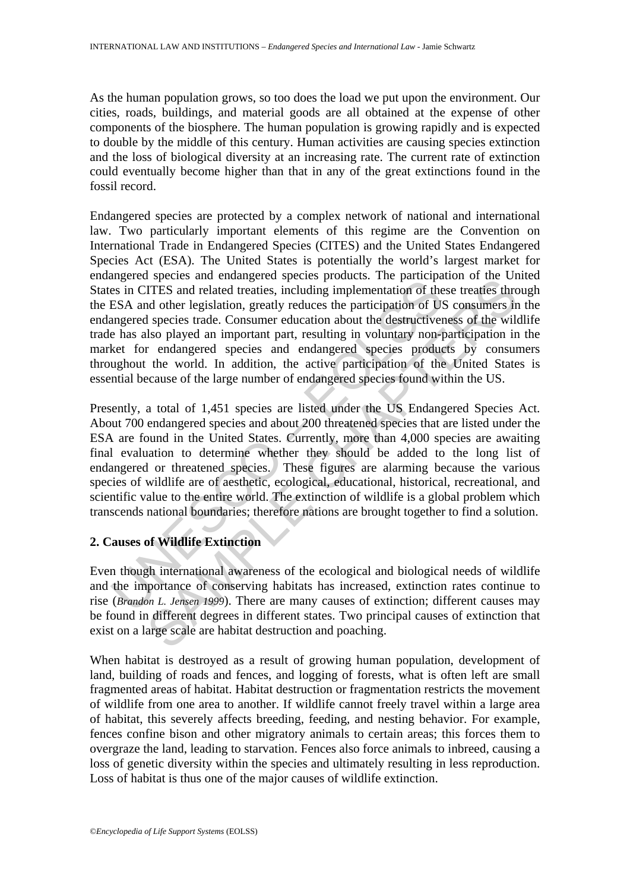As the human population grows, so too does the load we put upon the environment. Our cities, roads, buildings, and material goods are all obtained at the expense of other components of the biosphere. The human population is growing rapidly and is expected to double by the middle of this century. Human activities are causing species extinction and the loss of biological diversity at an increasing rate. The current rate of extinction could eventually become higher than that in any of the great extinctions found in the fossil record.

Endangered species are protected by a complex network of national and international law. Two particularly important elements of this regime are the Convention on International Trade in Endangered Species (CITES) and the United States Endangered Species Act (ESA). The United States is potentially the world's largest market for endangered species and endangered species products. The participation of the United States in CITES and related treaties, including implementation of these treaties through the ESA and other legislation, greatly reduces the participation of US consumers in the endangered species trade. Consumer education about the destructiveness of the wildlife trade has also played an important part, resulting in voluntary non-participation in the market for endangered species and endangered species products by consumers throughout the world. In addition, the active participation of the United States is essential because of the large number of endangered species found within the US.

Presently, a total of 1,451 species are listed under the US Endangered Species Act. About 700 endangered species and about 200 threatened species that are listed under the ESA are found in the United States. Currently, more than 4,000 species are awaiting final evaluation to determine whether they should be added to the long list of endangered or threatened species. These figures are alarming because the various species of wildlife are of aesthetic, ecological, educational, historical, recreational, and scientific value to the entire world. The extinction of wildlife is a global problem which transcends national boundaries; therefore nations are brought together to find a solution.

## 2. Causes of Wildlife Extinction

Even though international awareness of the ecological and biological needs of wildlife and the importance of conserving habitats has increased, extinction rates continue to rise (*Brandon L. Jensen 1999*). There are many causes of extinction; different causes may be found in different degrees in different states. Two principal causes of extinction that exist on a large scale are habitat destruction and poaching.

When habitat is destroyed as a result of growing human population, development of land, building of roads and fences, and logging of forests, what is often left are small fragmented areas of habitat. Habitat destruction or fragmentation restricts the movement of wildlife from one area to another. If wildlife cannot freely travel within a large area of habitat, this severely affects breeding, feeding, and nesting behavior. For example, fences confine bison and other migratory animals to certain areas; this forces them to overgraze the land, leading to starvation. Fences also force animals to inbreed, causing a loss of genetic diversity within the species and ultimately resulting in less reproduction. Loss of habitat is thus one of the major causes of wildlife extinction.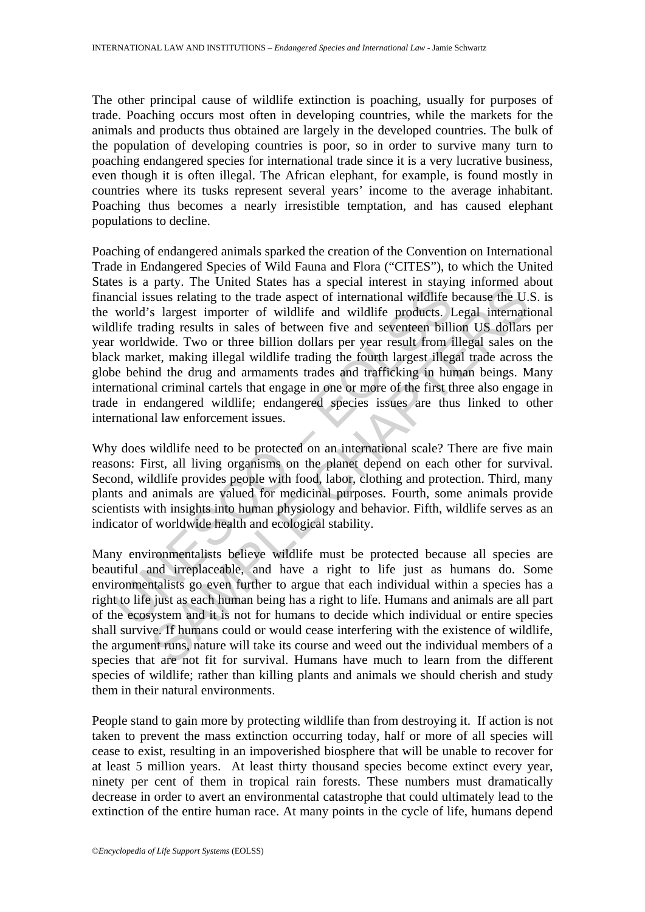The other principal cause of wildlife extinction is poaching, usually for purposes of trade. Poaching occurs most often in developing countries, while the markets for the animals and products thus obtained are largely in the developed countries. The bulk of the population of developing countries is poor, so in order to survive many turn to poaching endangered species for international trade since it is a very lucrative business, even though it is often illegal. The African elephant, for example, is found mostly in countries where its tusks represent several years' income to the average inhabitant. Poaching thus becomes a nearly irresistible temptation, and has caused elephant populations to decline.

Poaching of endangered animals sparked the creation of the Convention on International Trade in Endangered Species of Wild Fauna and Flora ("CITES"), to which the United States is a party. The United States has a special interest in staying informed about financial issues relating to the trade aspect of international wildlife because the U.S. is the world's largest importer of wildlife and wildlife products. Legal international wildlife trading results in sales of between five and seventeen billion US dollars per year worldwide. Two or three billion dollars per year result from illegal sales on the black market, making illegal wildlife trading the fourth largest illegal trade across the globe behind the drug and armaments trades and trafficking in human beings. Many international criminal cartels that engage in one or more of the first three also engage in trade in endangered wildlife; endangered species issues are thus linked to other international law enforcement issues.

Why does wildlife need to be protected on an international scale? There are five main reasons: First, all living organisms on the planet depend on each other for survival. Second, wildlife provides people with food, labor, clothing and protection. Third, many plants and animals are valued for medicinal purposes. Fourth, some animals provide scientists with insights into human physiology and behavior. Fifth, wildlife serves as an indicator of worldwide health and ecological stability.

Many environmentalists believe wildlife must be protected because all species are beautiful and irreplaceable, and have a right to life just as humans do. Some environmentalists go even further to argue that each individual within a species has a right to life just as each human being has a right to life. Humans and animals are all part of the ecosystem and it is not for humans to decide which individual or entire species shall survive. If humans could or would cease interfering with the existence of wildlife, the argument runs, nature will take its course and weed out the individual members of a species that are not fit for survival. Humans have much to learn from the different species of wildlife; rather than killing plants and animals we should cherish and study them in their natural environments.

People stand to gain more by protecting wildlife than from destroying it. If action is not taken to prevent the mass extinction occurring today, half or more of all species will cease to exist, resulting in an impoverished biosphere that will be unable to recover for at least 5 million years. At least thirty thousand species become extinct every year, ninety per cent of them in tropical rain forests. These numbers must dramatically decrease in order to avert an environmental catastrophe that could ultimately lead to the extinction of the entire human race. At many points in the cycle of life, humans depend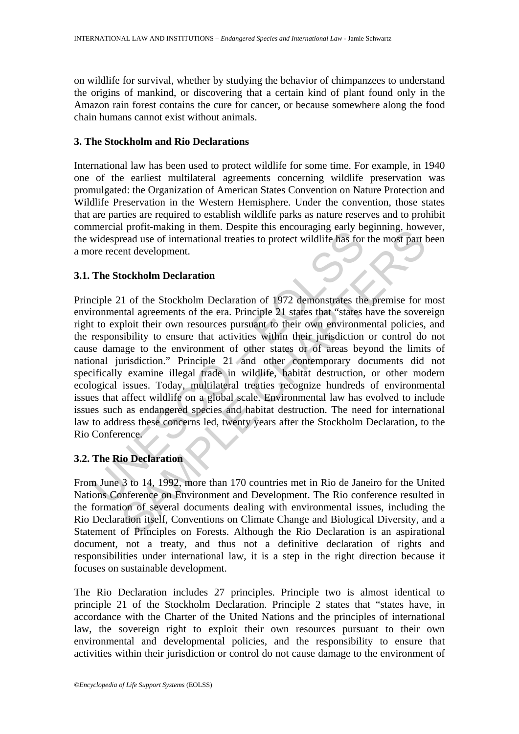on wildlife for survival, whether by studying the behavior of chimpanzees to understand the origins of mankind, or discovering that a certain kind of plant found only in the Amazon rain forest contains the cure for cancer, or because somewhere along the food chain humans cannot exist without animals.

## 3. The Stockholm and Rio Declarations

International law has been used to protect wildlife for some time. For example, in 1940 one of the earliest multilateral agreements concerning wildlife preservation was promulgated: the Organization of American States Convention on Nature Protection and Wildlife Preservation in the Western Hemisphere. Under the convention, those states that are parties are required to establish wildlife parks as nature reserves and to prohibit commercial profit-making in them. Despite this encouraging early beginning, however, the widespread use of international treaties to protect wildlife has for the most part been a more recent development.

### 3.1. The Stockholm Declaration

Principle 21 of the Stockholm Declaration of 1972 demonstrates the premise for most environmental agreements of the era. Principle 21 states that "states have the sovereign right to exploit their own resources pursuant to their own environmental policies, and the responsibility to ensure that activities within their jurisdiction or control do not cause damage to the environment of other states or of areas beyond the limits of national jurisdiction." Principle 21 and other contemporary documents did not specifically examine illegal trade in wildlife, habitat destruction, or other modern ecological issues. Today, multilateral treaties recognize hundreds of environmental issues that affect wildlife on a global scale. Environmental law has evolved to include issues such as endangered species and habitat destruction. The need for international law to address these concerns led, twenty years after the Stockholm Declaration, to the Rio Conference.

### 3.2. The Rio Declaration

From June 3 to 14, 1992, more than 170 countries met in Rio de Janeiro for the United Nations Conference on Environment and Development. The Rio conference resulted in the formation of several documents dealing with environmental issues, including the Rio Declaration itself, Conventions on Climate Change and Biological Diversity, and a Statement of Principles on Forests. Although the Rio Declaration is an aspirational document, not a treaty, and thus not a definitive declaration of rights and responsibilities under international law, it is a step in the right direction because it focuses on sustainable development.

The Rio Declaration includes 27 principles. Principle two is almost identical to principle 21 of the Stockholm Declaration. Principle 2 states that "states have, in accordance with the Charter of the United Nations and the principles of international law, the sovereign right to exploit their own resources pursuant to their own environmental and developmental policies, and the responsibility to ensure that activities within their jurisdiction or control do not cause damage to the environment of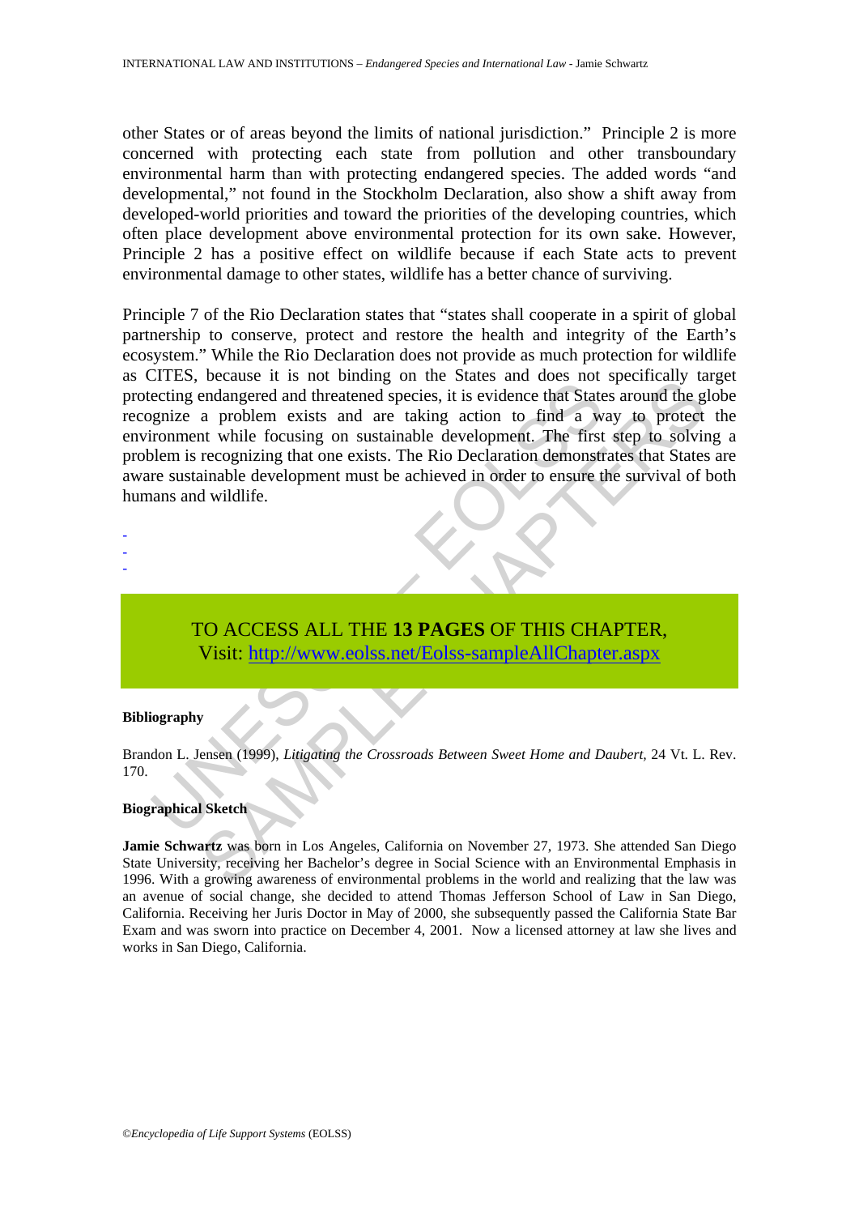other States or of areas beyond the limits of national jurisdiction." Principle 2 is more concerned with protecting each state from pollution and other transboundary environmental harm than with protecting endangered species. The added words "and developmental," not found in the Stockholm Declaration, also show a shift away from developed-world priorities and toward the priorities of the developing countries, which often place development above environmental protection for its own sake. However, Principle 2 has a positive effect on wildlife because if each State acts to prevent environmental damage to other states, wildlife has a better chance of surviving.

Principle 7 of the Rio Declaration states that "states shall cooperate in a spirit of global partnership to conserve, protect and restore the health and integrity of the Earth's ecosystem." While the Rio Declaration does not provide as much protection for wildlife as CITES, because it is not binding on the States and does not specifically target protecting endangered and threatened species, it is evidence that States around the globe recognize a problem exists and are taking action to find a way to protect the environment while focusing on sustainable development. The first step to solving a problem is recognizing that one exists. The Rio Declaration demonstrates that States are aware sustainable development must be achieved in order to ensure the survival of both humans and wildlife.

-
-
-

TO ACCESS ALL THE **13 PAGES** OF THIS CHAPTER,
Visit: http://www.eolss.net/Eolss-sampleAllChapter.aspx

**Bibliography**

Brandon L. Jensen (1999), *Litigating the Crossroads Between Sweet Home and Daubert*, 24 Vt. L. Rev. 170.

**Biographical Sketch**

**Jamie Schwartz** was born in Los Angeles, California on November 27, 1973. She attended San Diego State University, receiving her Bachelor's degree in Social Science with an Environmental Emphasis in 1996. With a growing awareness of environmental problems in the world and realizing that the law was an avenue of social change, she decided to attend Thomas Jefferson School of Law in San Diego, California. Receiving her Juris Doctor in May of 2000, she subsequently passed the California State Bar Exam and was sworn into practice on December 4, 2001. Now a licensed attorney at law she lives and works in San Diego, California.